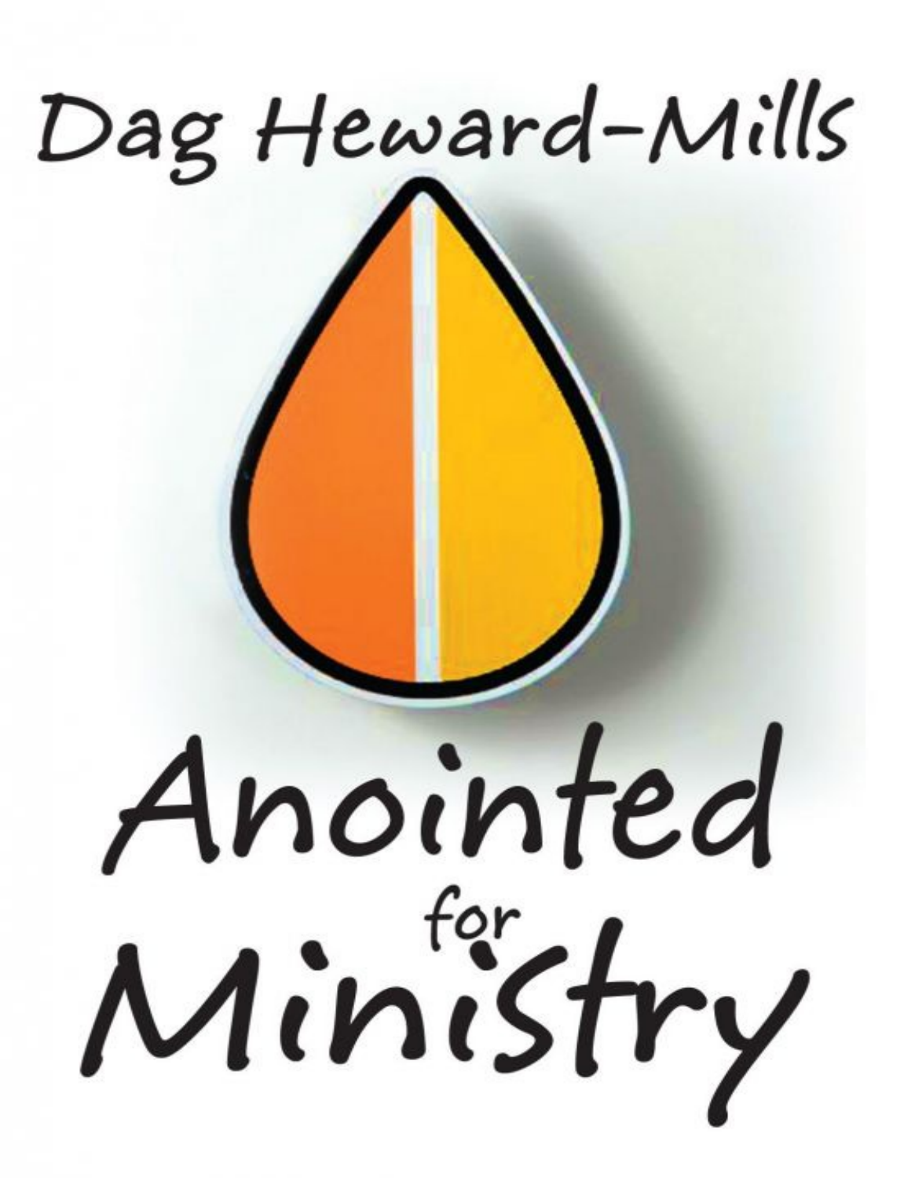Dag Heward-Mills

# Anointed for Ministry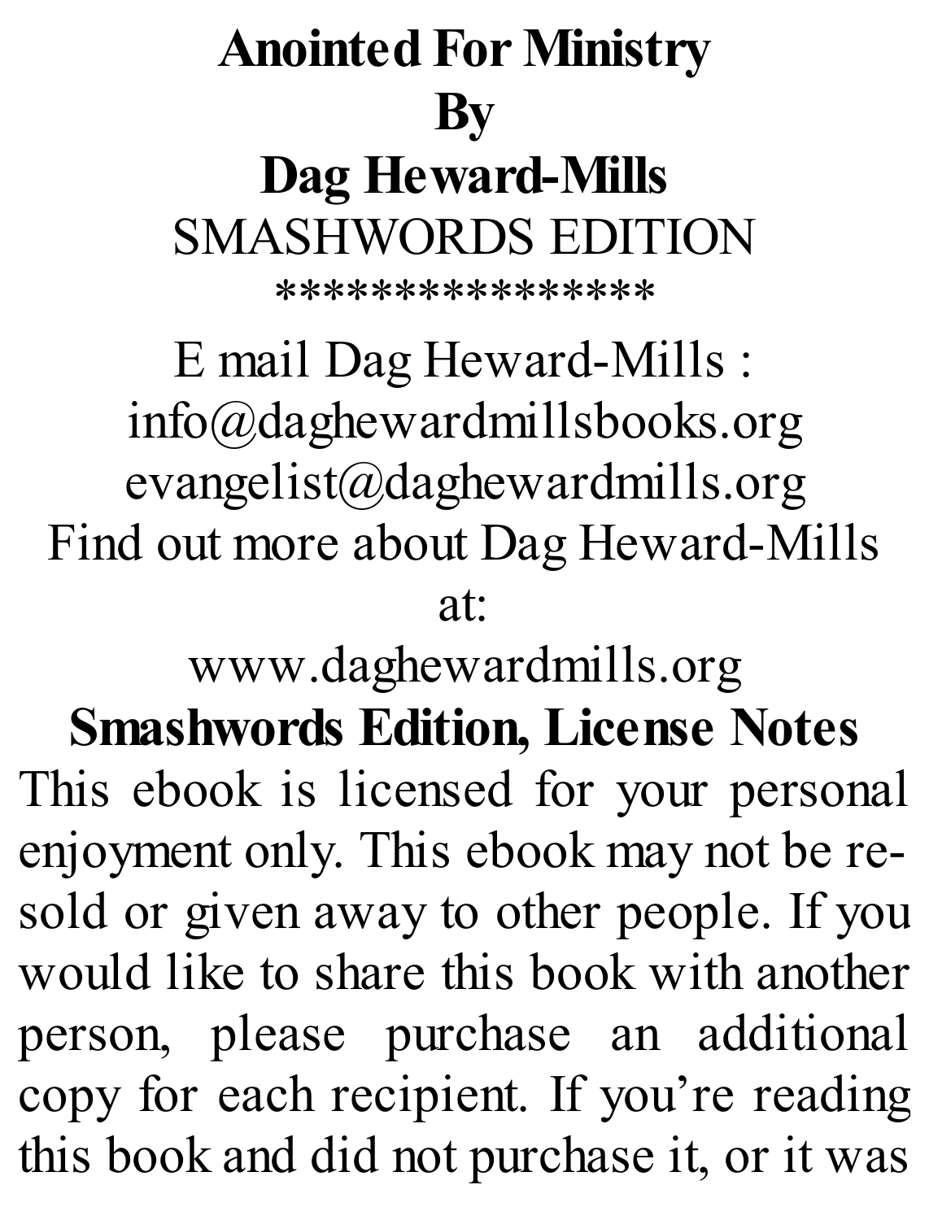# Anointed For Ministry
# By
# Dag Heward-Mills

SMASHWORDS EDITION

*****************

E mail Dag Heward-Mills :
info@daghewardmillsbooks.org
evangelist@daghewardmills.org
Find out more about Dag Heward-Mills at:
www.daghewardmills.org

**Smashwords Edition, License Notes**

This ebook is licensed for your personal enjoyment only. This ebook may not be re-sold or given away to other people. If you would like to share this book with another person, please purchase an additional copy for each recipient. If you're reading this book and did not purchase it, or it was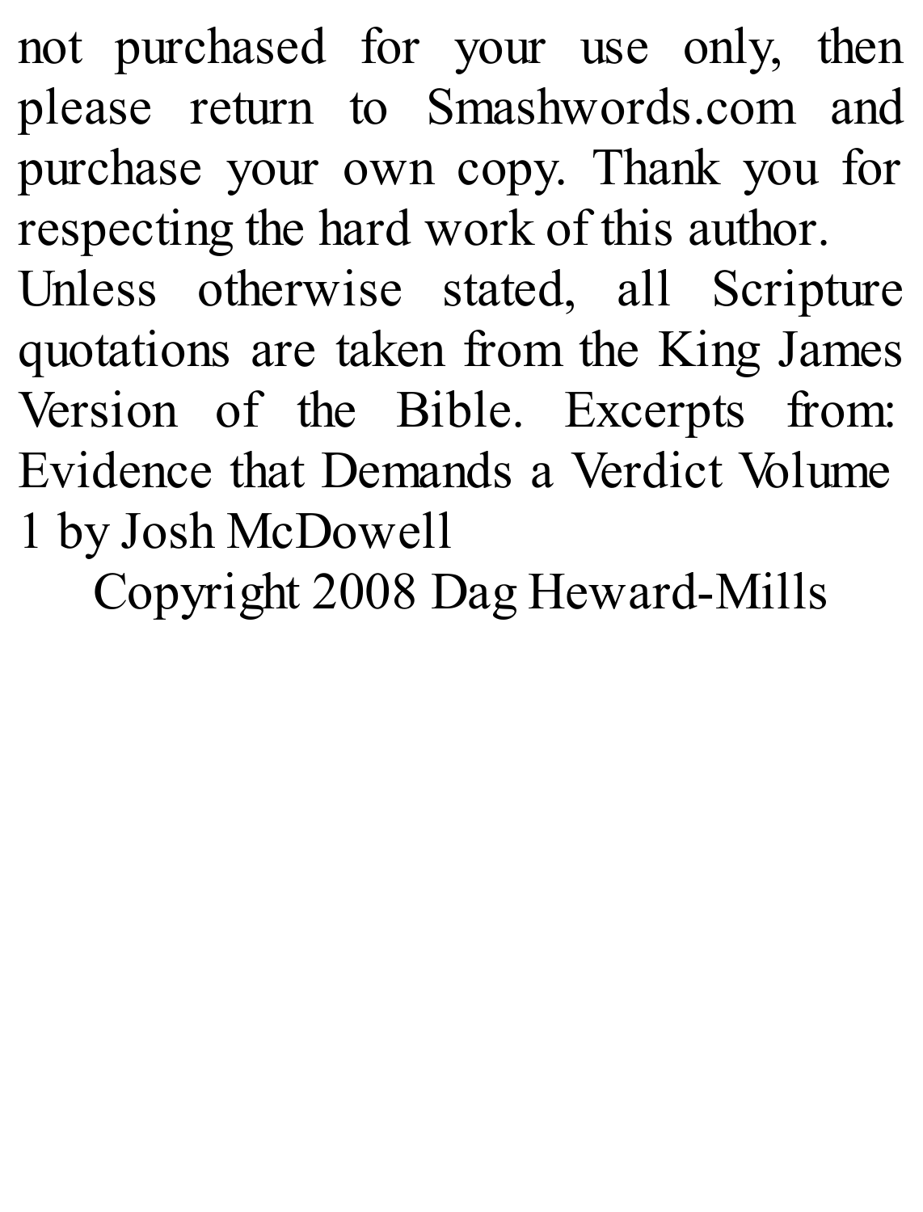not purchased for your use only, then please return to Smashwords.com and purchase your own copy. Thank you for respecting the hard work of this author.

Unless otherwise stated, all Scripture quotations are taken from the King James Version of the Bible. Excerpts from: Evidence that Demands a Verdict Volume 1 by Josh McDowell

Copyright 2008 Dag Heward-Mills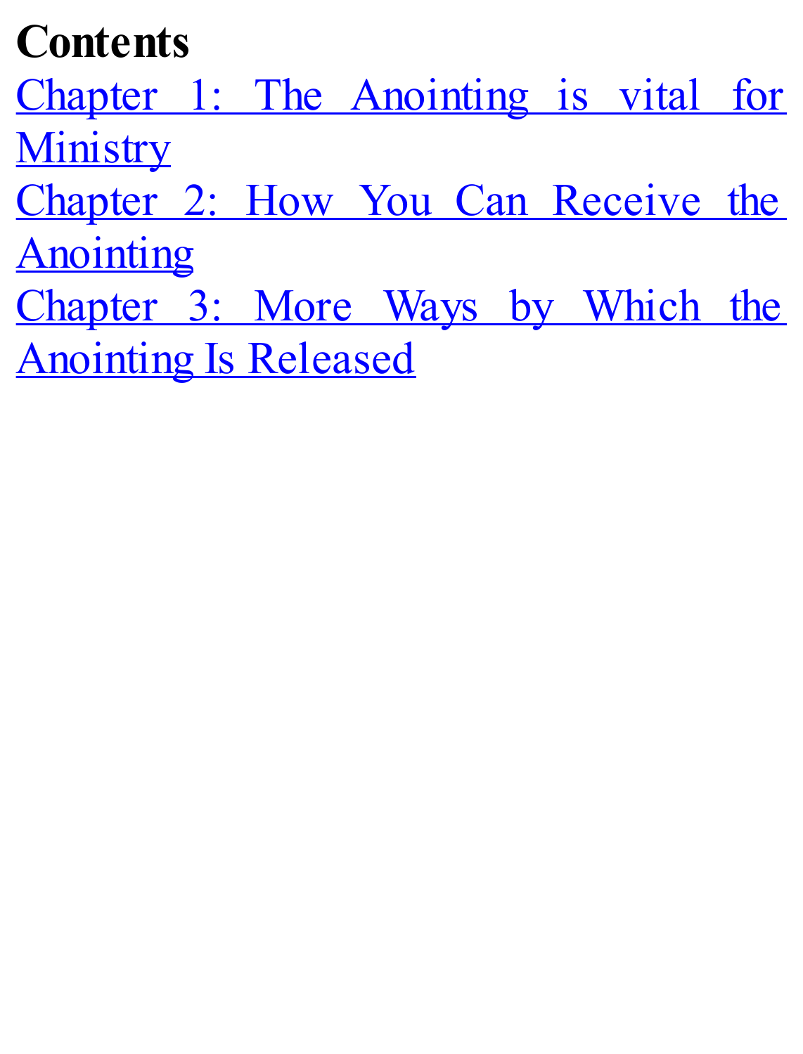# Contents

Chapter 1: The Anointing is vital for Ministry

Chapter 2: How You Can Receive the Anointing

Chapter 3: More Ways by Which the Anointing Is Released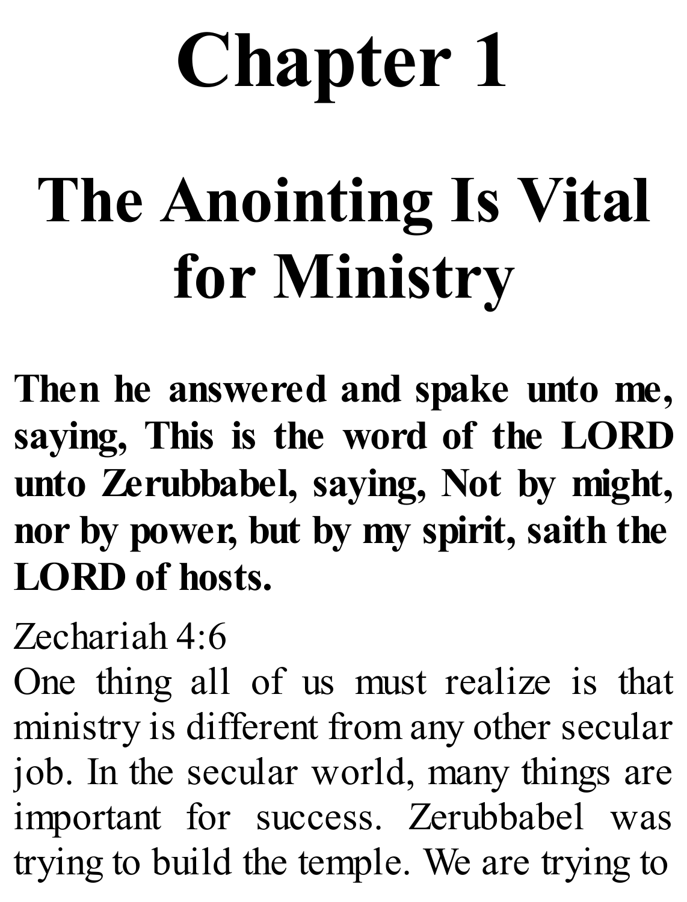# Chapter 1

# The Anointing Is Vital for Ministry

**Then he answered and spake unto me, saying, This is the word of the LORD unto Zerubbabel, saying, Not by might, nor by power, but by my spirit, saith the LORD of hosts.**

Zechariah 4:6

One thing all of us must realize is that ministry is different from any other secular job. In the secular world, many things are important for success. Zerubbabel was trying to build the temple. We are trying to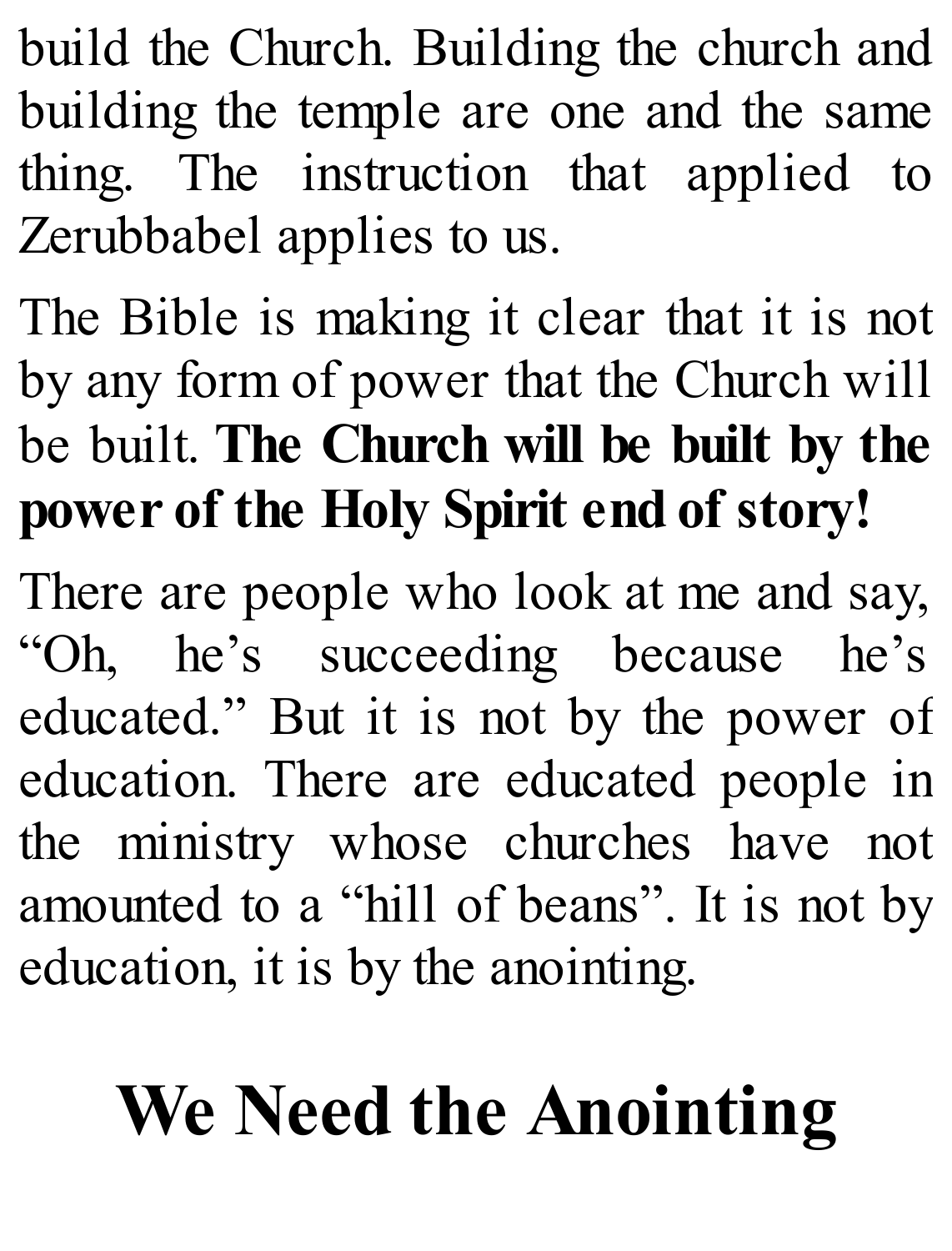build the Church. Building the church and building the temple are one and the same thing. The instruction that applied to Zerubbabel applies to us.

The Bible is making it clear that it is not by any form of power that the Church will be built. **The Church will be built by the power of the Holy Spirit end of story!**

There are people who look at me and say, "Oh, he's succeeding because he's educated." But it is not by the power of education. There are educated people in the ministry whose churches have not amounted to a "hill of beans". It is not by education, it is by the anointing.

## We Need the Anointing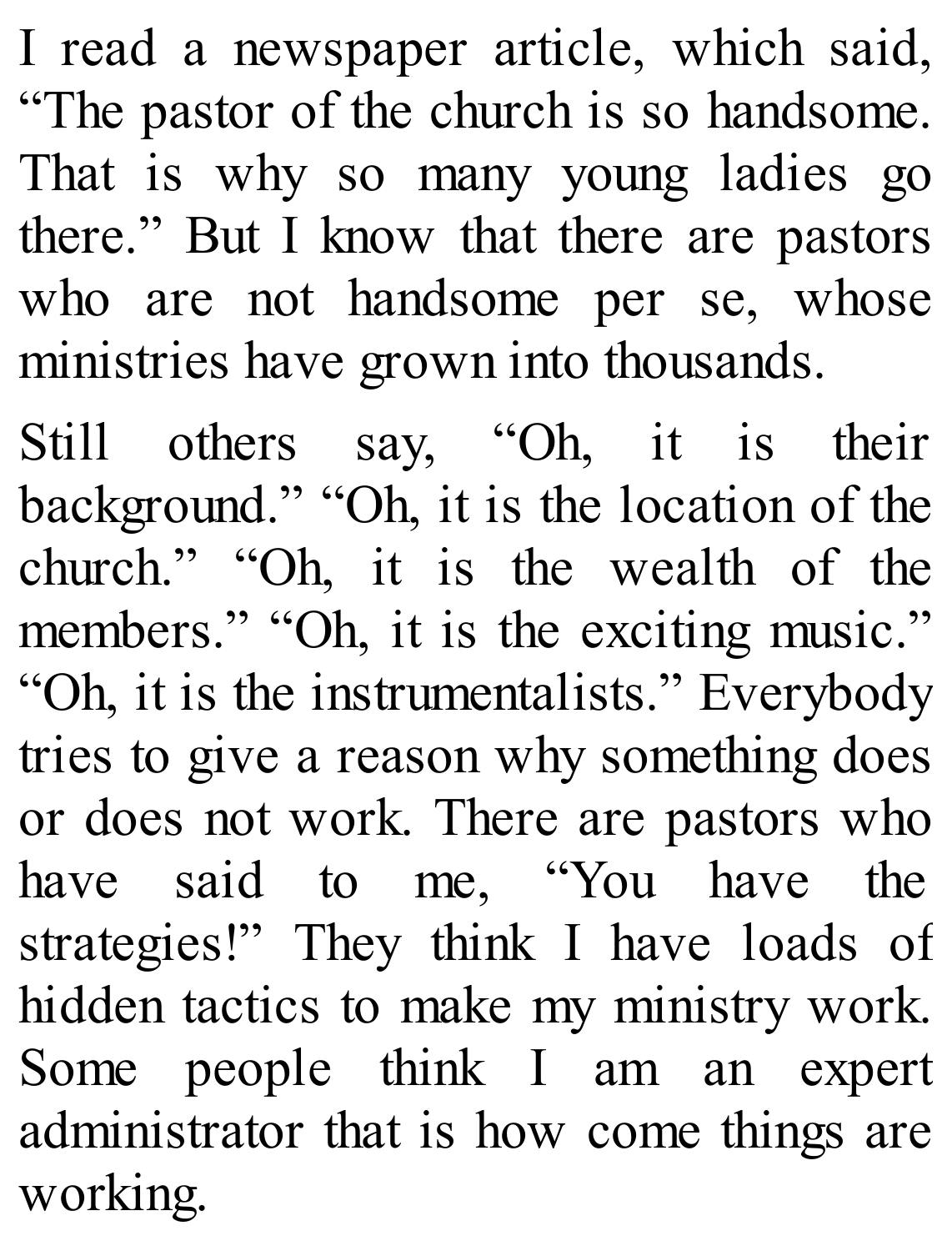I read a newspaper article, which said, "The pastor of the church is so handsome. That is why so many young ladies go there." But I know that there are pastors who are not handsome per se, whose ministries have grown into thousands.

Still others say, "Oh, it is their background." "Oh, it is the location of the church." "Oh, it is the wealth of the members." "Oh, it is the exciting music." "Oh, it is the instrumentalists." Everybody tries to give a reason why something does or does not work. There are pastors who have said to me, "You have the strategies!" They think I have loads of hidden tactics to make my ministry work. Some people think I am an expert administrator that is how come things are working.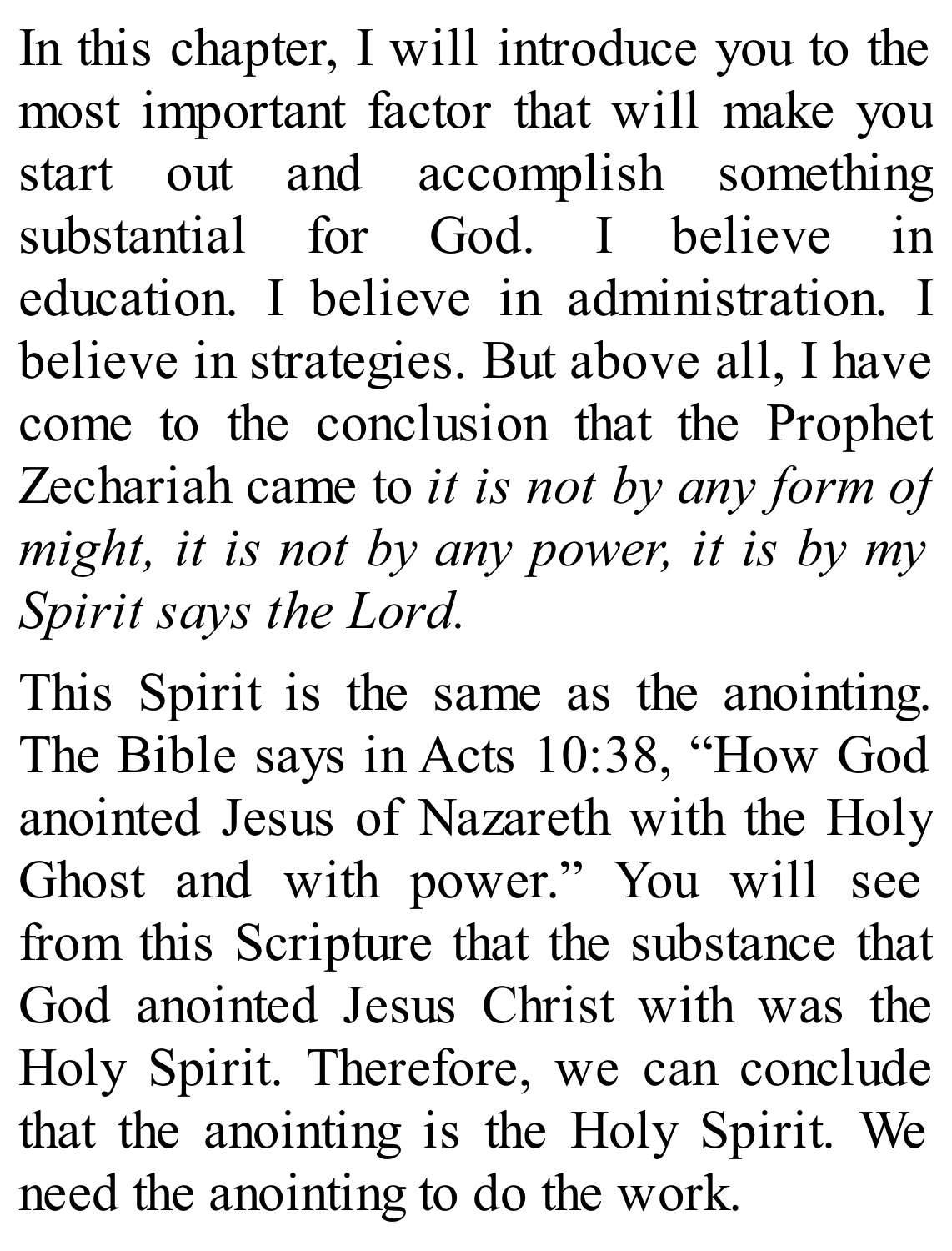In this chapter, I will introduce you to the most important factor that will make you start out and accomplish something substantial for God. I believe in education. I believe in administration. I believe in strategies. But above all, I have come to the conclusion that the Prophet Zechariah came to *it is not by any form of might, it is not by any power, it is by my Spirit says the Lord.*

This Spirit is the same as the anointing. The Bible says in Acts 10:38, "How God anointed Jesus of Nazareth with the Holy Ghost and with power." You will see from this Scripture that the substance that God anointed Jesus Christ with was the Holy Spirit. Therefore, we can conclude that the anointing is the Holy Spirit. We need the anointing to do the work.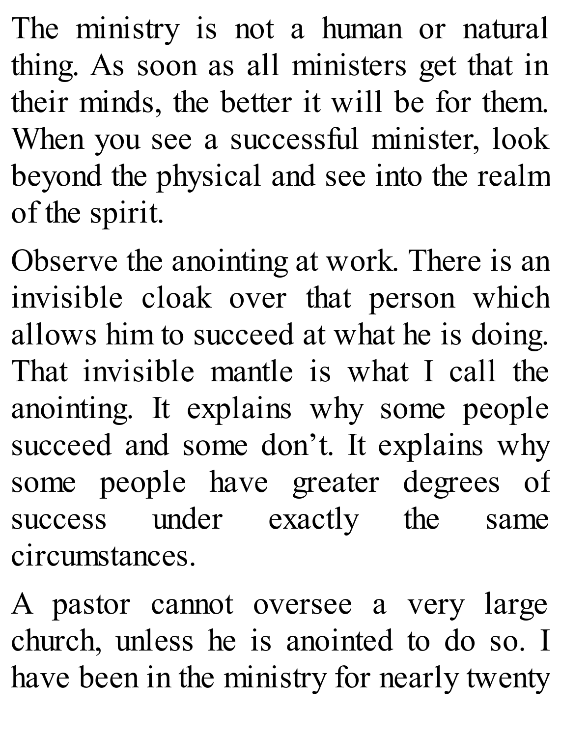The ministry is not a human or natural thing. As soon as all ministers get that in their minds, the better it will be for them. When you see a successful minister, look beyond the physical and see into the realm of the spirit.

Observe the anointing at work. There is an invisible cloak over that person which allows him to succeed at what he is doing. That invisible mantle is what I call the anointing. It explains why some people succeed and some don't. It explains why some people have greater degrees of success under exactly the same circumstances.

A pastor cannot oversee a very large church, unless he is anointed to do so. I have been in the ministry for nearly twenty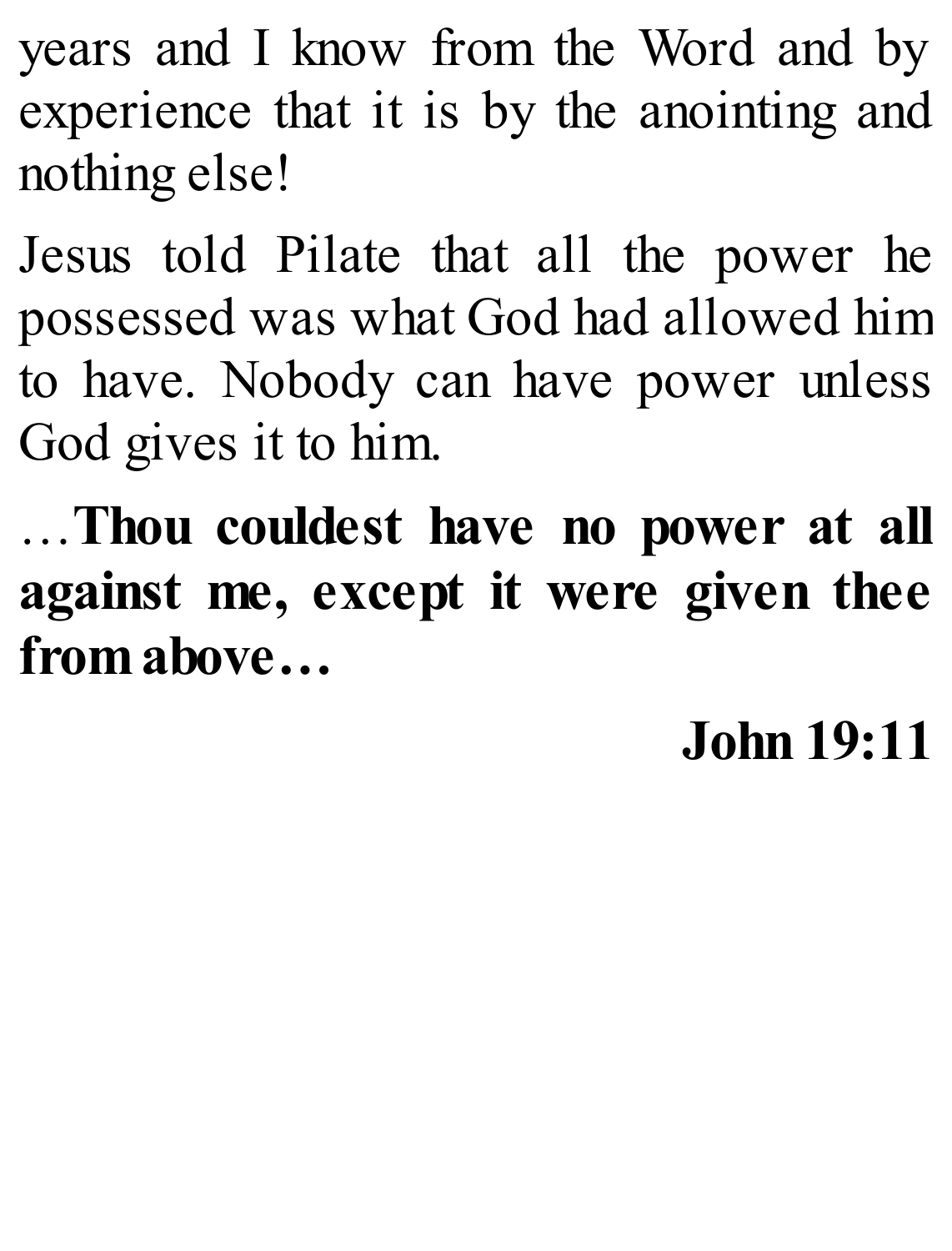years and I know from the Word and by experience that it is by the anointing and nothing else!

Jesus told Pilate that all the power he possessed was what God had allowed him to have. Nobody can have power unless God gives it to him.

…**Thou couldest have no power at all against me, except it were given thee from above…**

**John 19:11**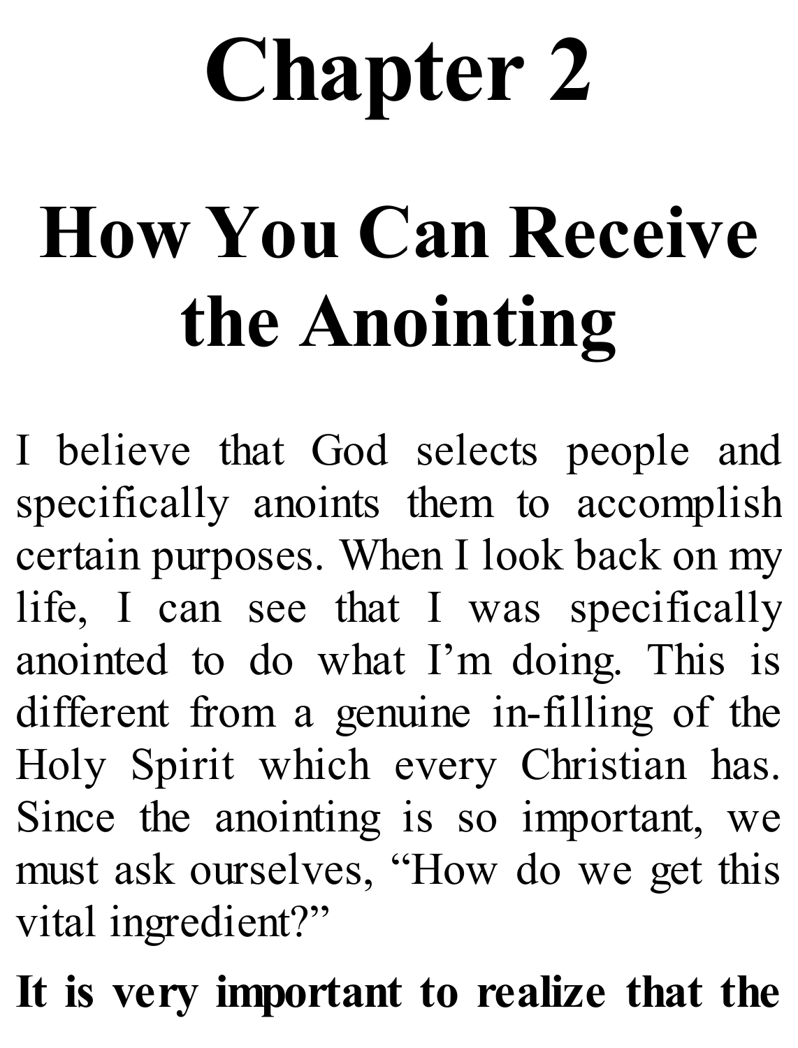# Chapter 2

# How You Can Receive the Anointing

I believe that God selects people and specifically anoints them to accomplish certain purposes. When I look back on my life, I can see that I was specifically anointed to do what I'm doing. This is different from a genuine in-filling of the Holy Spirit which every Christian has. Since the anointing is so important, we must ask ourselves, "How do we get this vital ingredient?"

**It is very important to realize that the**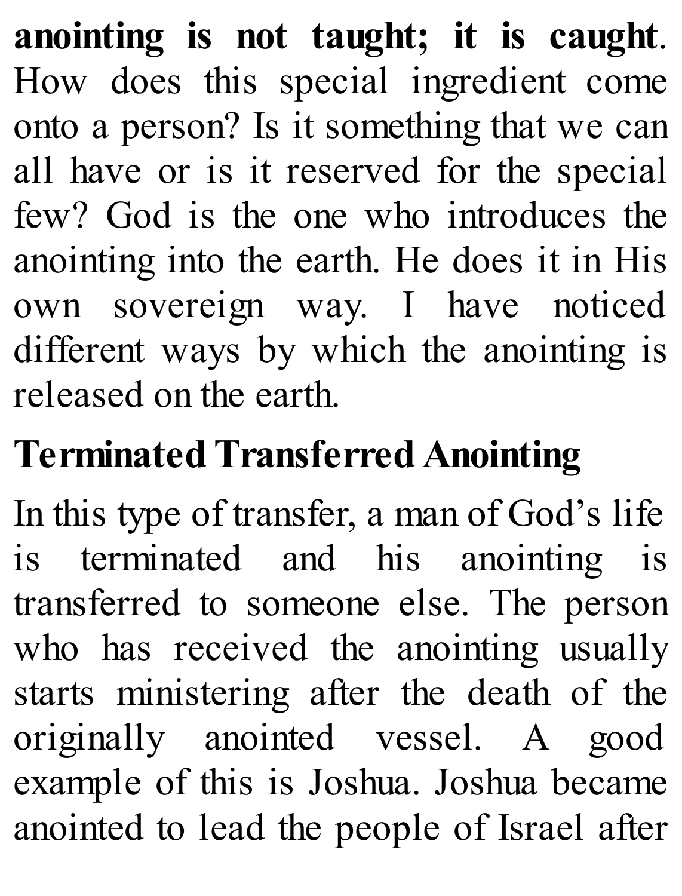**anointing is not taught; it is caught**. How does this special ingredient come onto a person? Is it something that we can all have or is it reserved for the special few? God is the one who introduces the anointing into the earth. He does it in His own sovereign way. I have noticed different ways by which the anointing is released on the earth.

## Terminated Transferred Anointing

In this type of transfer, a man of God's life is terminated and his anointing is transferred to someone else. The person who has received the anointing usually starts ministering after the death of the originally anointed vessel. A good example of this is Joshua. Joshua became anointed to lead the people of Israel after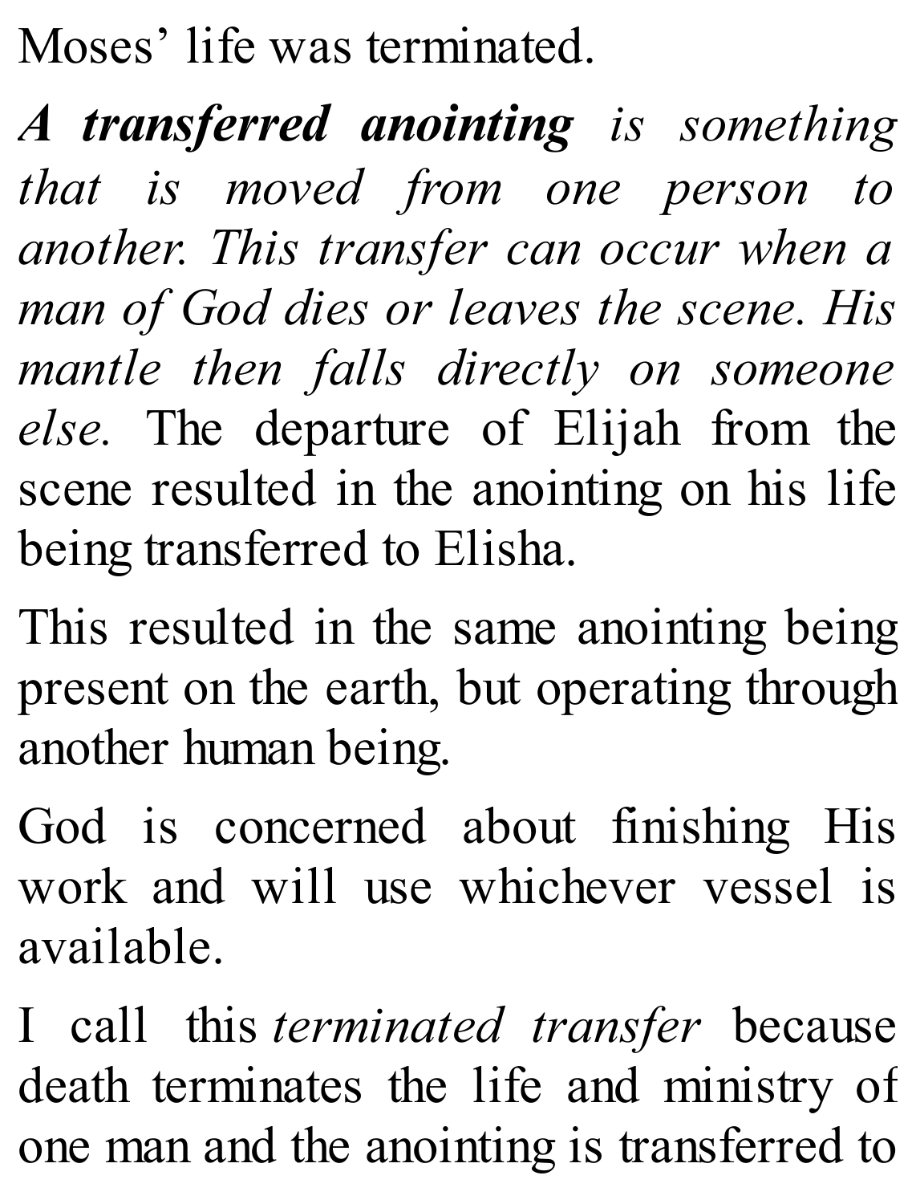Moses' life was terminated.

***A transferred anointing*** *is something that is moved from one person to another. This transfer can occur when a man of God dies or leaves the scene. His mantle then falls directly on someone else.* The departure of Elijah from the scene resulted in the anointing on his life being transferred to Elisha.

This resulted in the same anointing being present on the earth, but operating through another human being.

God is concerned about finishing His work and will use whichever vessel is available.

I call this *terminated transfer* because death terminates the life and ministry of one man and the anointing is transferred to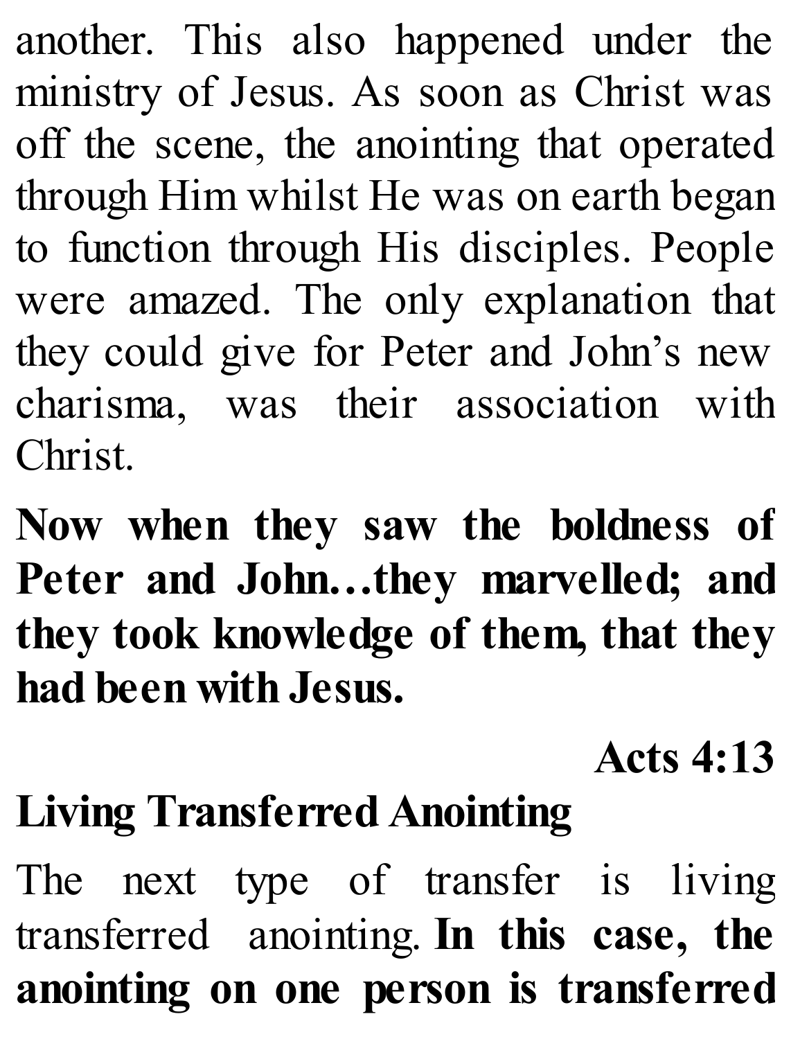another. This also happened under the ministry of Jesus. As soon as Christ was off the scene, the anointing that operated through Him whilst He was on earth began to function through His disciples. People were amazed. The only explanation that they could give for Peter and John's new charisma, was their association with Christ.

**Now when they saw the boldness of Peter and John…they marvelled; and they took knowledge of them, that they had been with Jesus.**

**Acts 4:13**

## Living Transferred Anointing

The next type of transfer is living transferred anointing. **In this case, the anointing on one person is transferred**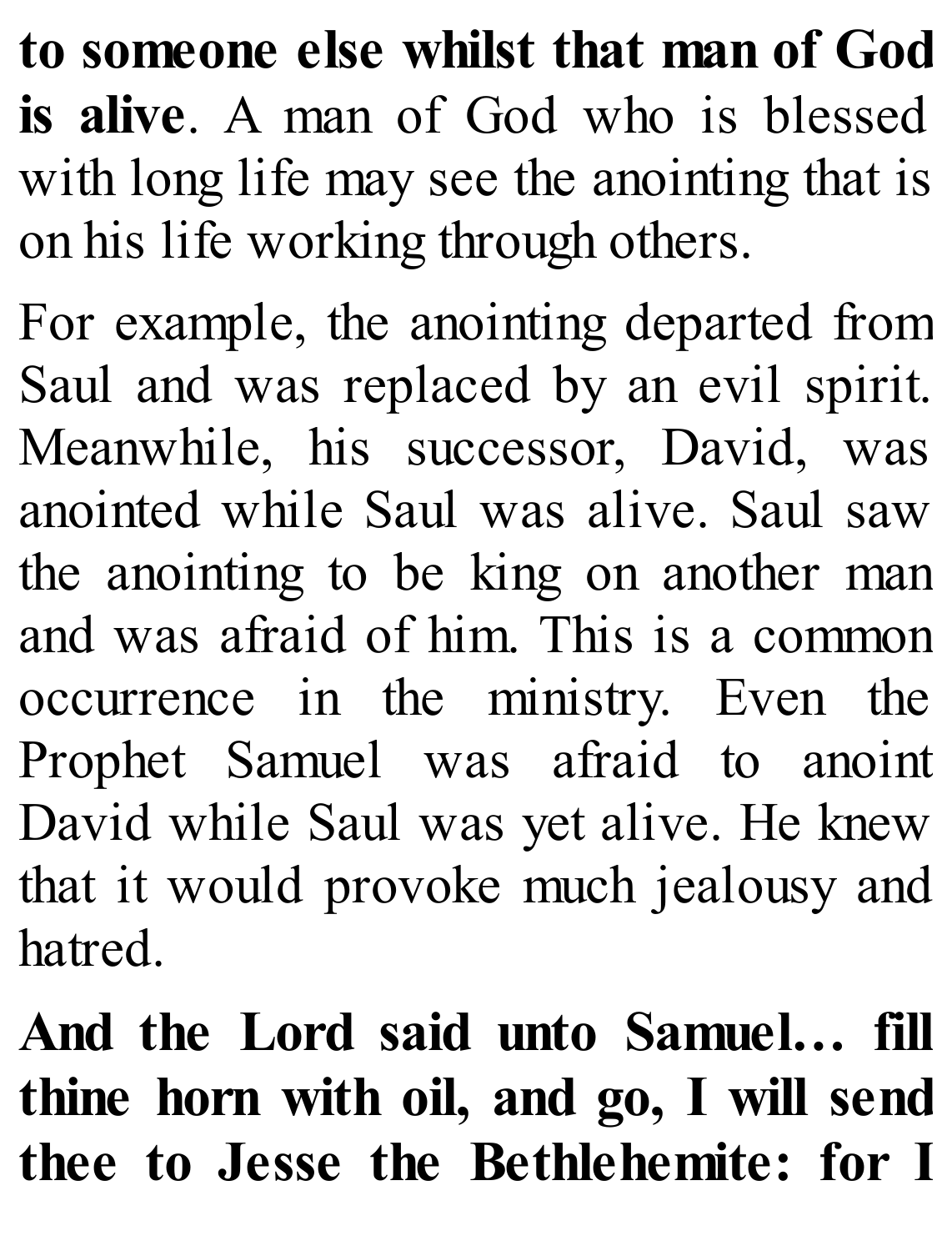**to someone else whilst that man of God is alive**. A man of God who is blessed with long life may see the anointing that is on his life working through others.

For example, the anointing departed from Saul and was replaced by an evil spirit. Meanwhile, his successor, David, was anointed while Saul was alive. Saul saw the anointing to be king on another man and was afraid of him. This is a common occurrence in the ministry. Even the Prophet Samuel was afraid to anoint David while Saul was yet alive. He knew that it would provoke much jealousy and hatred.

**And the Lord said unto Samuel… fill thine horn with oil, and go, I will send thee to Jesse the Bethlehemite: for I**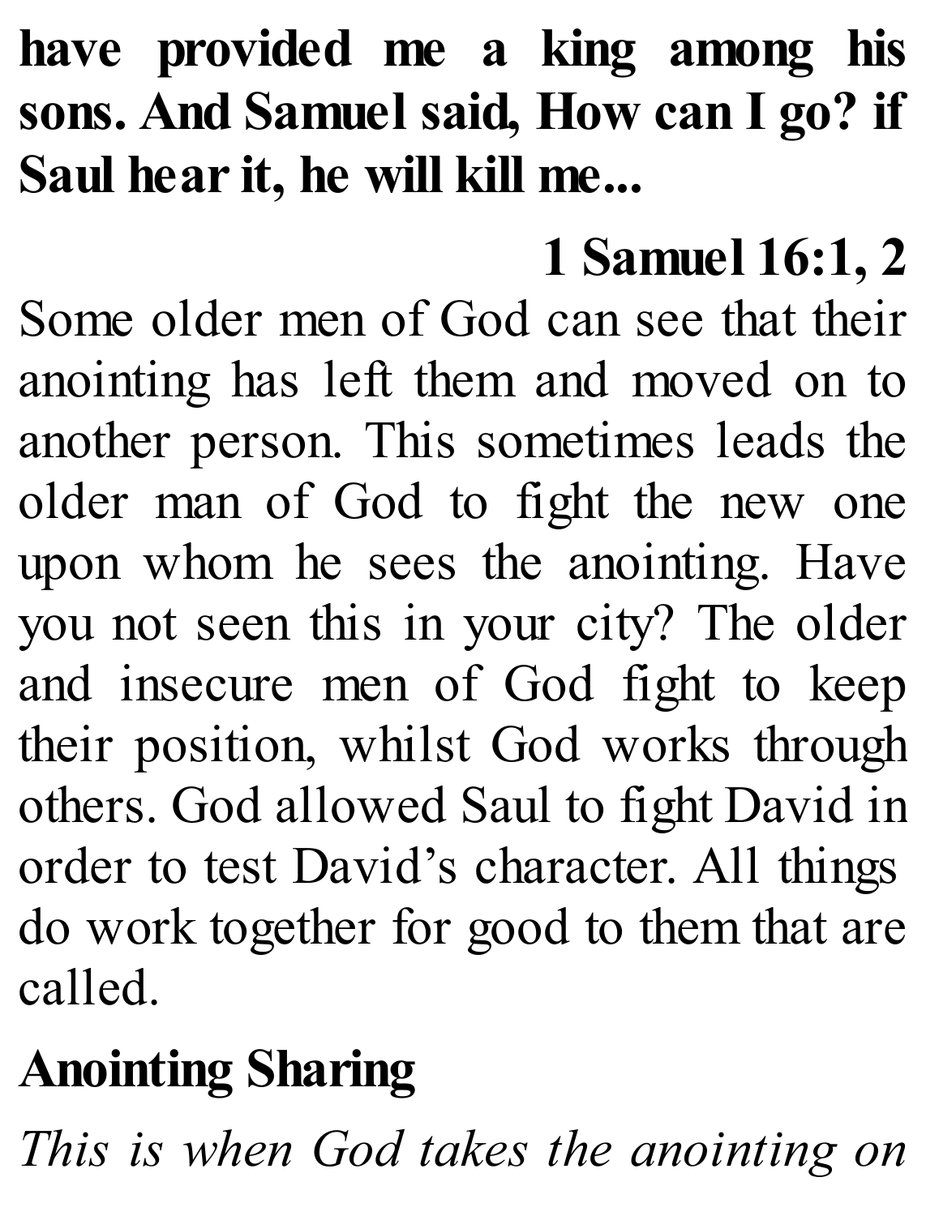**have provided me a king among his sons. And Samuel said, How can I go? if Saul hear it, he will kill me...**

**1 Samuel 16:1, 2**

Some older men of God can see that their anointing has left them and moved on to another person. This sometimes leads the older man of God to fight the new one upon whom he sees the anointing. Have you not seen this in your city? The older and insecure men of God fight to keep their position, whilst God works through others. God allowed Saul to fight David in order to test David's character. All things do work together for good to them that are called.

## Anointing Sharing

*This is when God takes the anointing on*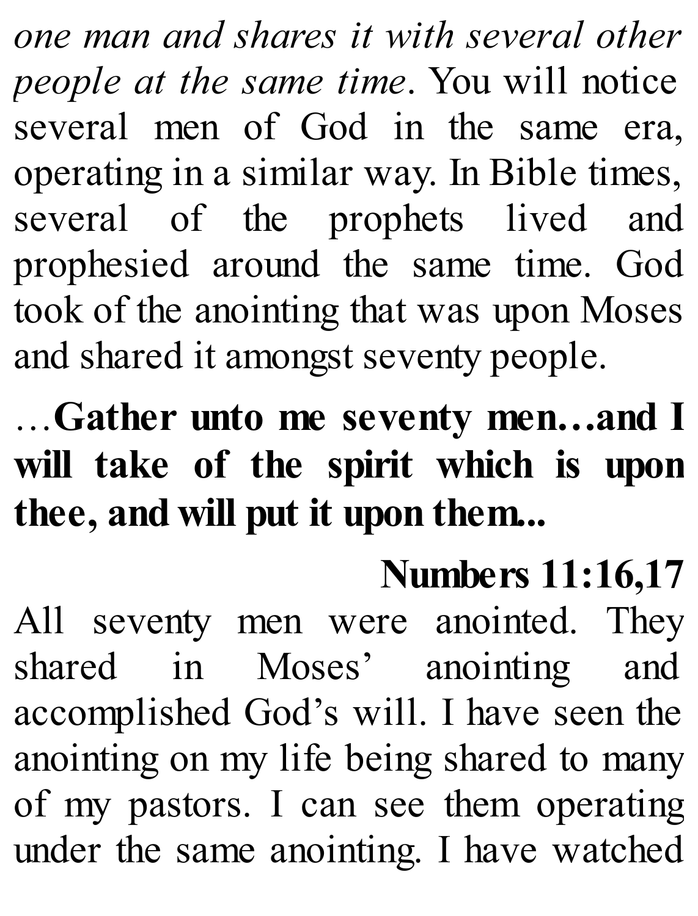*one man and shares it with several other people at the same time*. You will notice several men of God in the same era, operating in a similar way. In Bible times, several of the prophets lived and prophesied around the same time. God took of the anointing that was upon Moses and shared it amongst seventy people.

…**Gather unto me seventy men…and I will take of the spirit which is upon thee, and will put it upon them...**

**Numbers 11:16,17**

All seventy men were anointed. They shared in Moses' anointing and accomplished God's will. I have seen the anointing on my life being shared to many of my pastors. I can see them operating under the same anointing. I have watched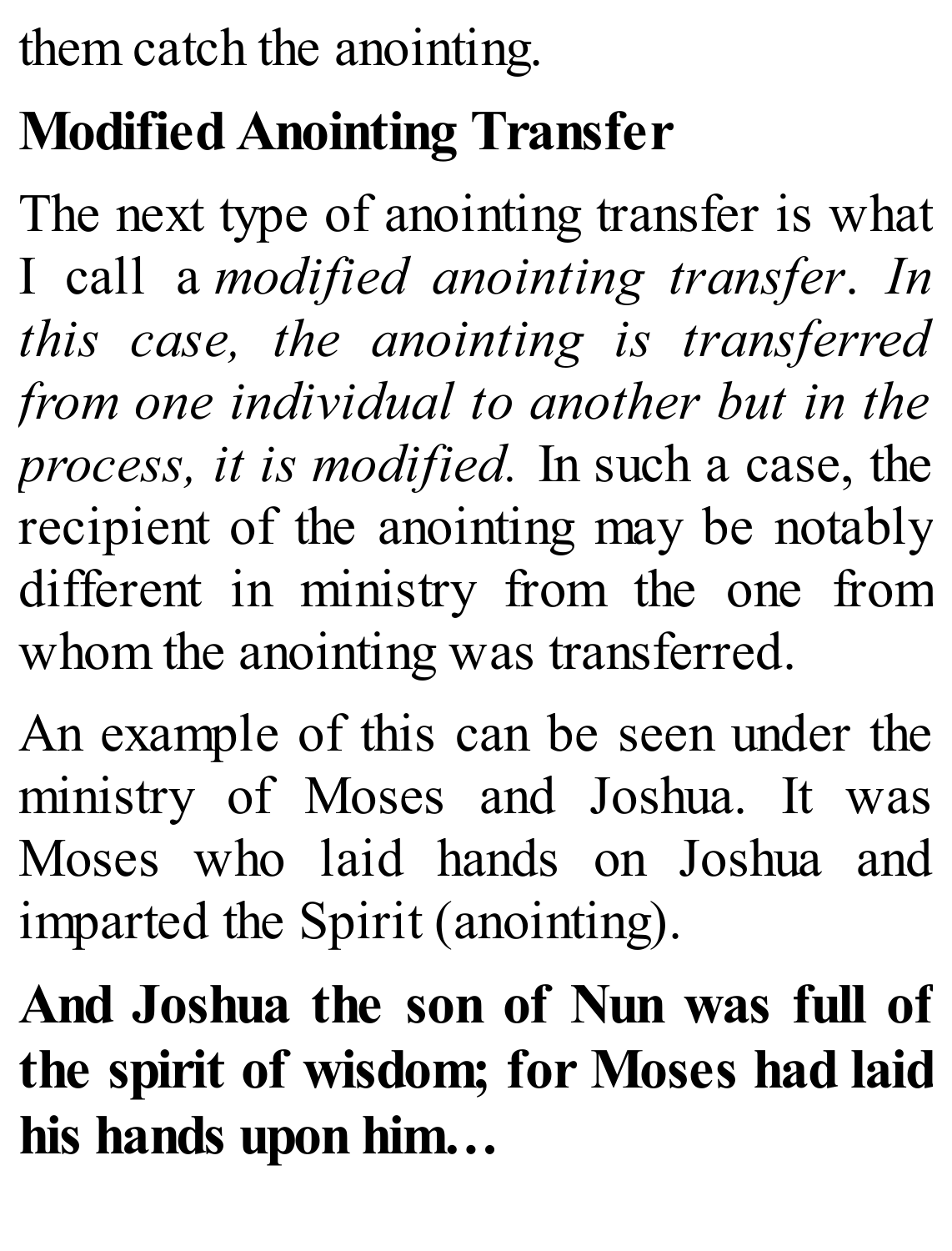them catch the anointing.

## Modified Anointing Transfer

The next type of anointing transfer is what I call a *modified anointing transfer. In this case, the anointing is transferred from one individual to another but in the process, it is modified.* In such a case, the recipient of the anointing may be notably different in ministry from the one from whom the anointing was transferred.

An example of this can be seen under the ministry of Moses and Joshua. It was Moses who laid hands on Joshua and imparted the Spirit (anointing).

**And Joshua the son of Nun was full of the spirit of wisdom; for Moses had laid his hands upon him…**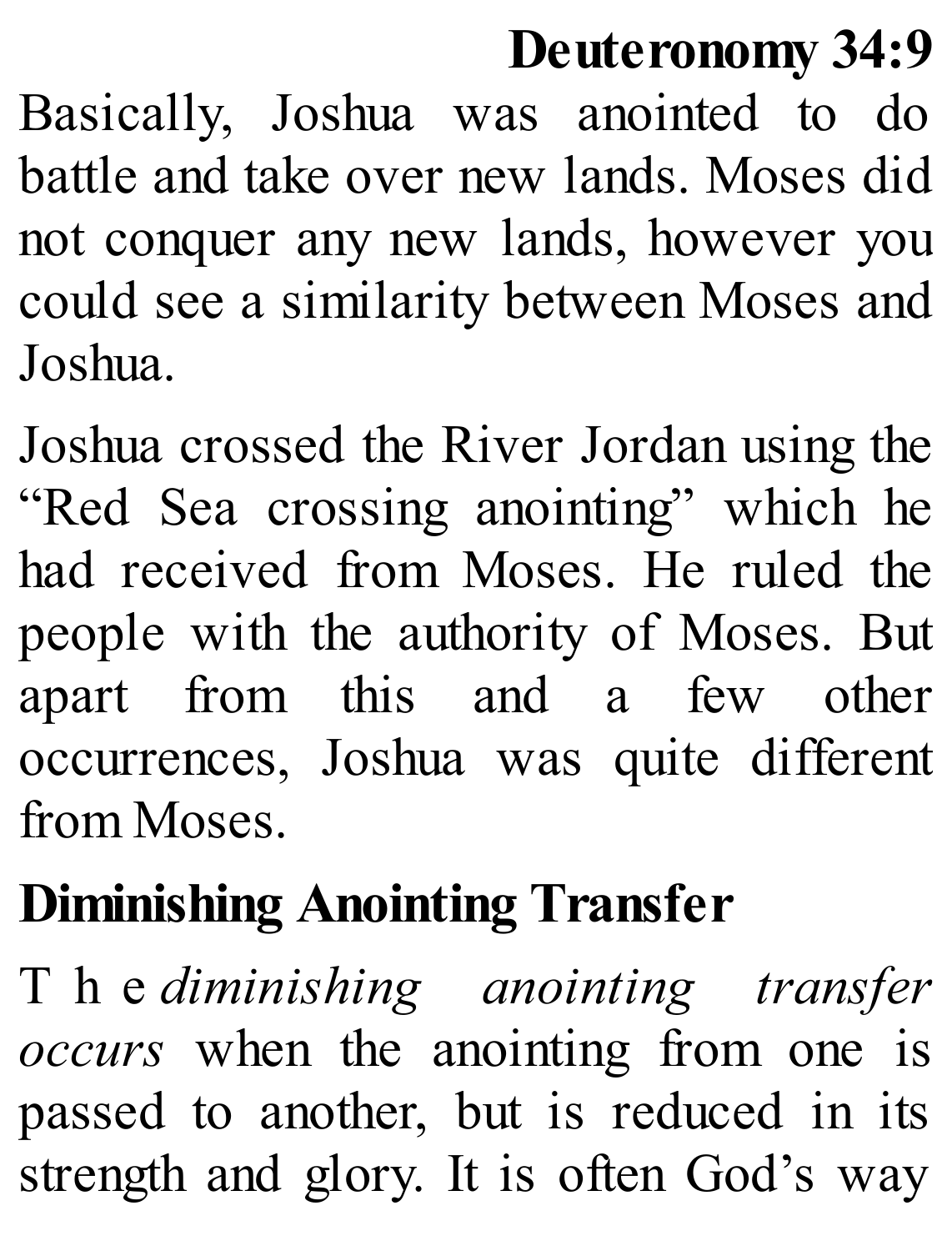**Deuteronomy 34:9**

Basically, Joshua was anointed to do battle and take over new lands. Moses did not conquer any new lands, however you could see a similarity between Moses and Joshua.

Joshua crossed the River Jordan using the "Red Sea crossing anointing" which he had received from Moses. He ruled the people with the authority of Moses. But apart from this and a few other occurrences, Joshua was quite different from Moses.

## Diminishing Anointing Transfer

The *diminishing anointing transfer occurs* when the anointing from one is passed to another, but is reduced in its strength and glory. It is often God's way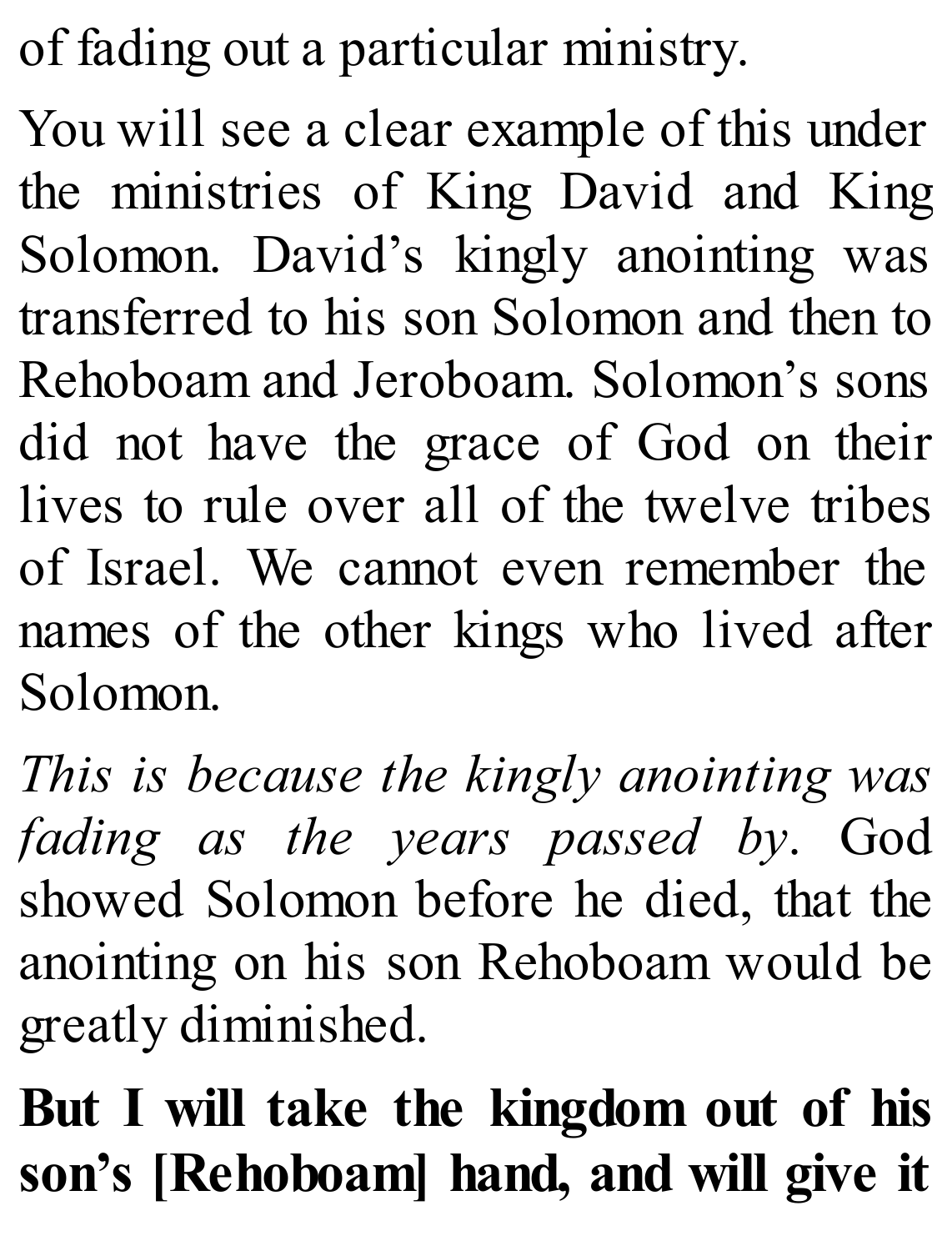of fading out a particular ministry.

You will see a clear example of this under the ministries of King David and King Solomon. David's kingly anointing was transferred to his son Solomon and then to Rehoboam and Jeroboam. Solomon's sons did not have the grace of God on their lives to rule over all of the twelve tribes of Israel. We cannot even remember the names of the other kings who lived after Solomon.

*This is because the kingly anointing was fading as the years passed by*. God showed Solomon before he died, that the anointing on his son Rehoboam would be greatly diminished.

**But I will take the kingdom out of his son's [Rehoboam] hand, and will give it**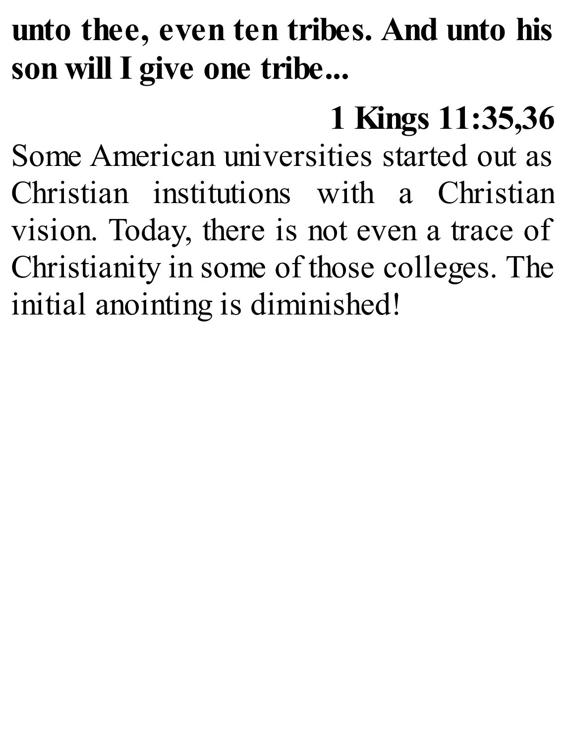**unto thee, even ten tribes. And unto his son will I give one tribe...**

**1 Kings 11:35,36**

Some American universities started out as Christian institutions with a Christian vision. Today, there is not even a trace of Christianity in some of those colleges. The initial anointing is diminished!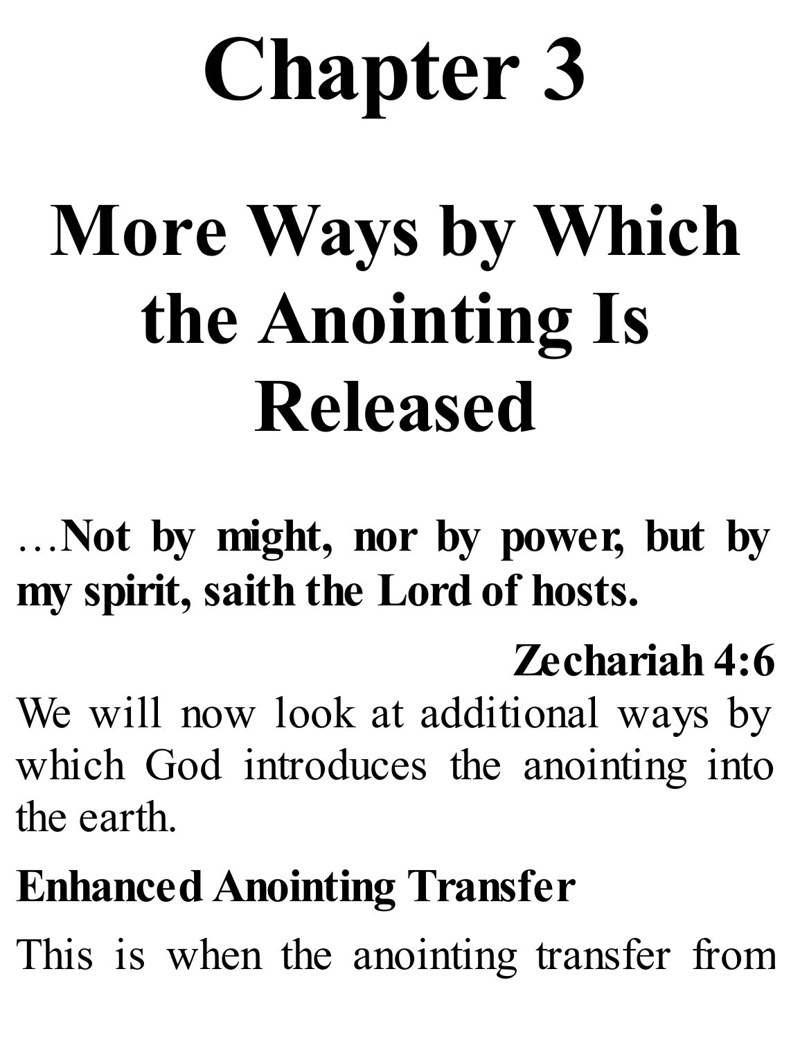# Chapter 3

# More Ways by Which the Anointing Is Released

…**Not by might, nor by power, but by my spirit, saith the Lord of hosts.**

**Zechariah 4:6**

We will now look at additional ways by which God introduces the anointing into the earth.

**Enhanced Anointing Transfer**

This is when the anointing transfer from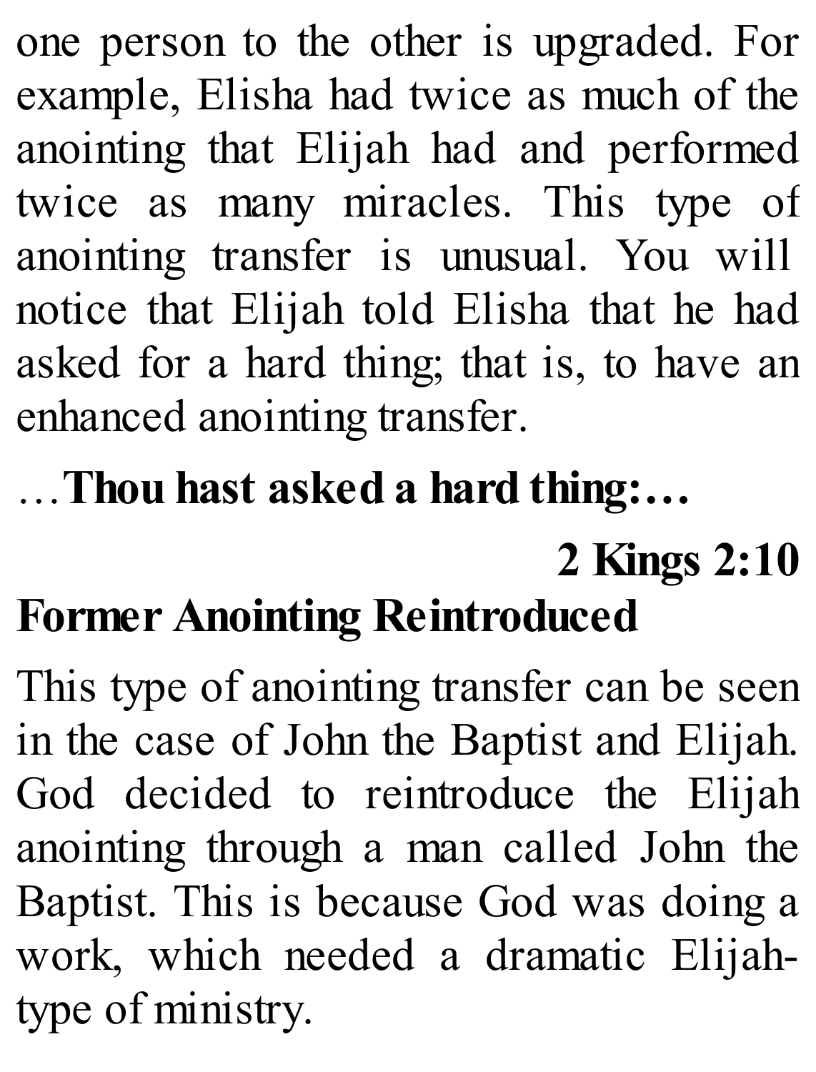one person to the other is upgraded. For example, Elisha had twice as much of the anointing that Elijah had and performed twice as many miracles. This type of anointing transfer is unusual. You will notice that Elijah told Elisha that he had asked for a hard thing; that is, to have an enhanced anointing transfer.

…**Thou hast asked a hard thing:…**

**2 Kings 2:10**

## Former Anointing Reintroduced

This type of anointing transfer can be seen in the case of John the Baptist and Elijah. God decided to reintroduce the Elijah anointing through a man called John the Baptist. This is because God was doing a work, which needed a dramatic Elijah-type of ministry.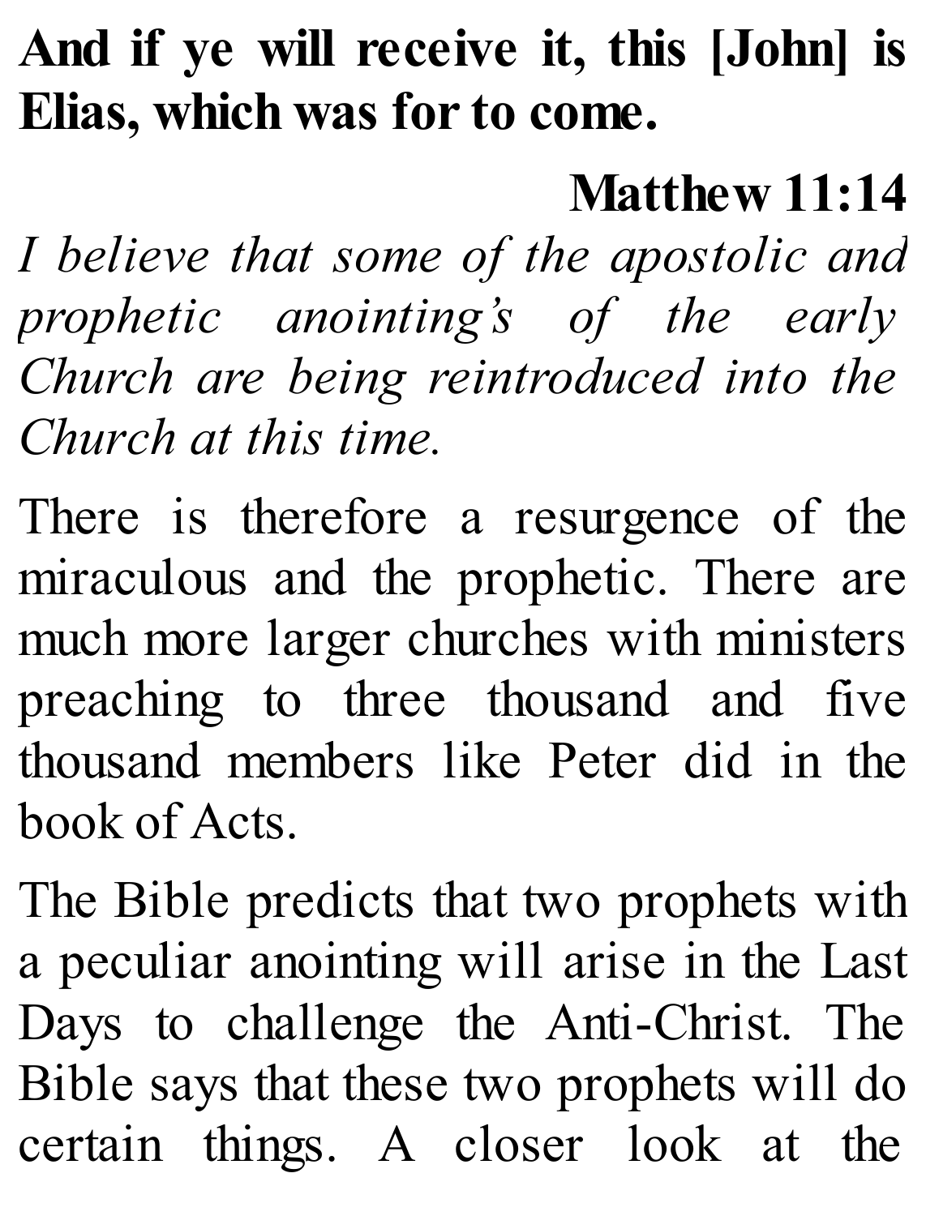**And if ye will receive it, this [John] is Elias, which was for to come.**

**Matthew 11:14**

*I believe that some of the apostolic and prophetic anointing's of the early Church are being reintroduced into the Church at this time.*

There is therefore a resurgence of the miraculous and the prophetic. There are much more larger churches with ministers preaching to three thousand and five thousand members like Peter did in the book of Acts.

The Bible predicts that two prophets with a peculiar anointing will arise in the Last Days to challenge the Anti-Christ. The Bible says that these two prophets will do certain things. A closer look at the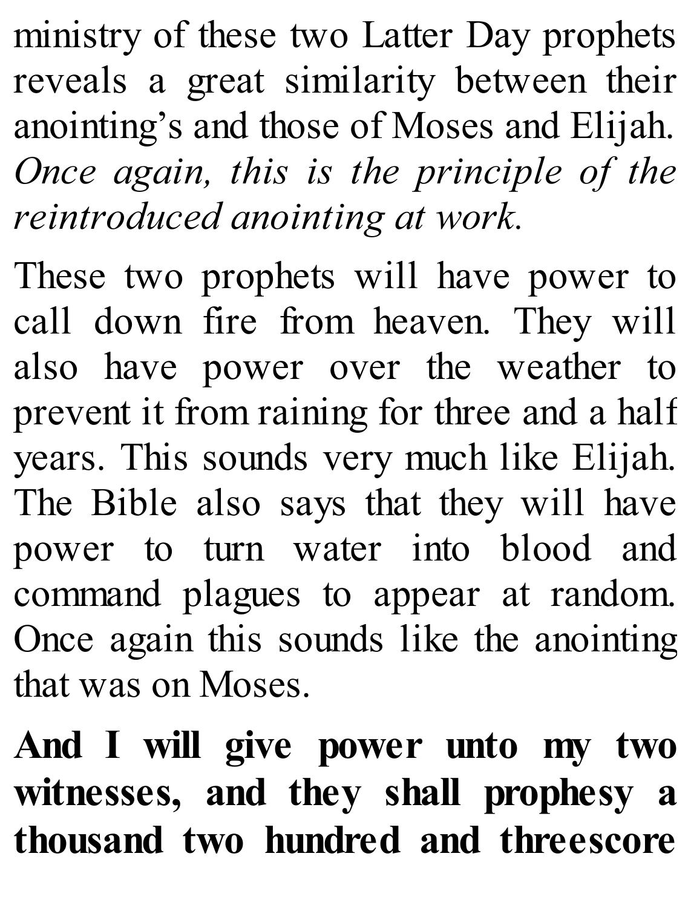ministry of these two Latter Day prophets reveals a great similarity between their anointing's and those of Moses and Elijah. *Once again, this is the principle of the reintroduced anointing at work.*

These two prophets will have power to call down fire from heaven. They will also have power over the weather to prevent it from raining for three and a half years. This sounds very much like Elijah. The Bible also says that they will have power to turn water into blood and command plagues to appear at random. Once again this sounds like the anointing that was on Moses.

**And I will give power unto my two witnesses, and they shall prophesy a thousand two hundred and threescore**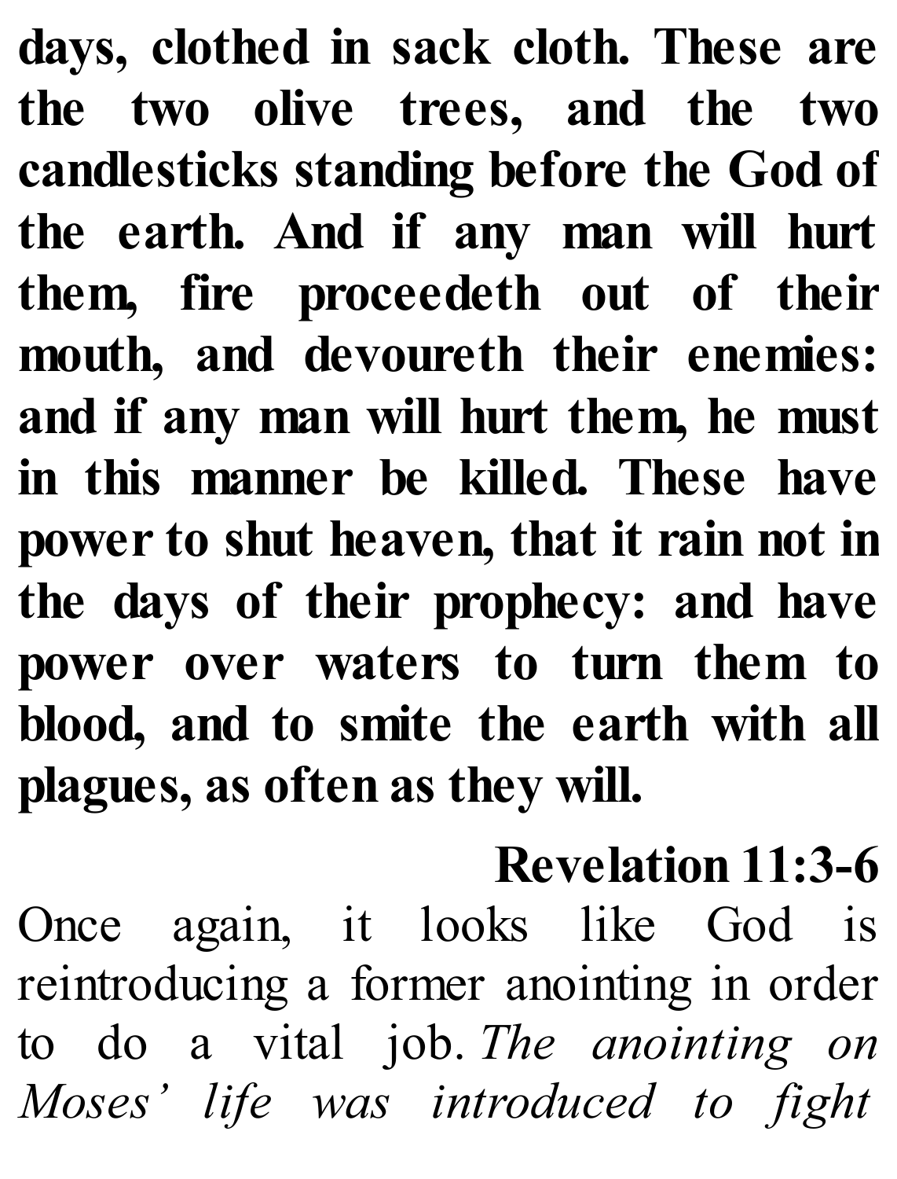**days, clothed in sack cloth. These are the two olive trees, and the two candlesticks standing before the God of the earth. And if any man will hurt them, fire proceedeth out of their mouth, and devoureth their enemies: and if any man will hurt them, he must in this manner be killed. These have power to shut heaven, that it rain not in the days of their prophecy: and have power over waters to turn them to blood, and to smite the earth with all plagues, as often as they will.**

**Revelation 11:3-6**

Once again, it looks like God is reintroducing a former anointing in order to do a vital job. *The anointing on Moses' life was introduced to fight*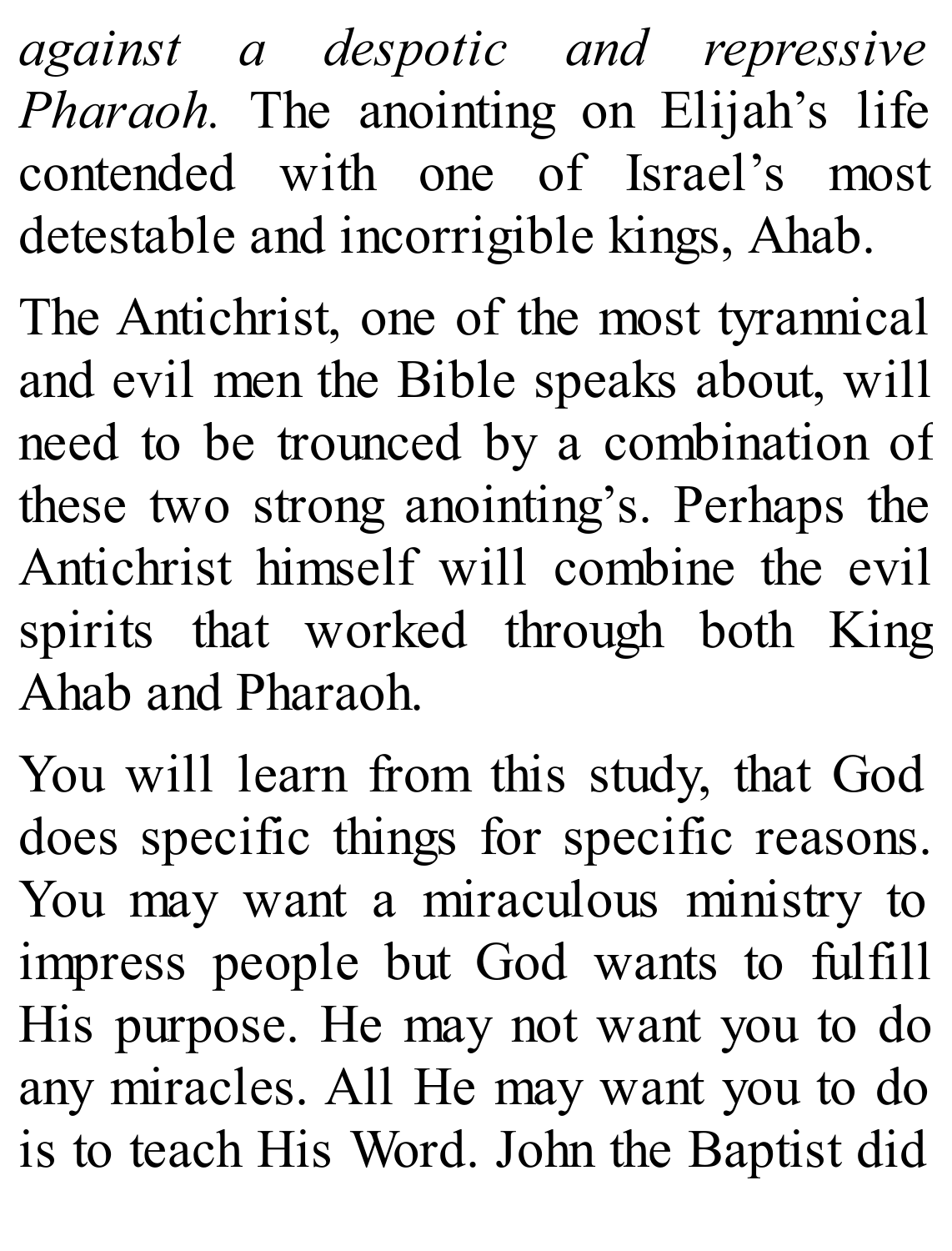*against a despotic and repressive Pharaoh.* The anointing on Elijah's life contended with one of Israel's most detestable and incorrigible kings, Ahab.

The Antichrist, one of the most tyrannical and evil men the Bible speaks about, will need to be trounced by a combination of these two strong anointing's. Perhaps the Antichrist himself will combine the evil spirits that worked through both King Ahab and Pharaoh.

You will learn from this study, that God does specific things for specific reasons. You may want a miraculous ministry to impress people but God wants to fulfill His purpose. He may not want you to do any miracles. All He may want you to do is to teach His Word. John the Baptist did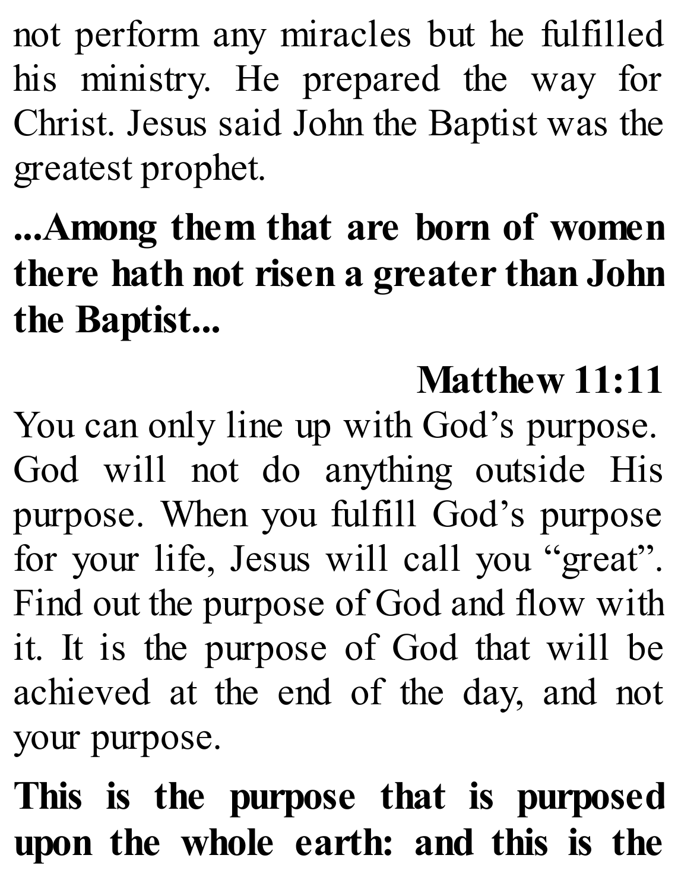not perform any miracles but he fulfilled his ministry. He prepared the way for Christ. Jesus said John the Baptist was the greatest prophet.

**...Among them that are born of women there hath not risen a greater than John the Baptist...**

**Matthew 11:11**

You can only line up with God's purpose. God will not do anything outside His purpose. When you fulfill God's purpose for your life, Jesus will call you "great". Find out the purpose of God and flow with it. It is the purpose of God that will be achieved at the end of the day, and not your purpose.

**This is the purpose that is purposed upon the whole earth: and this is the**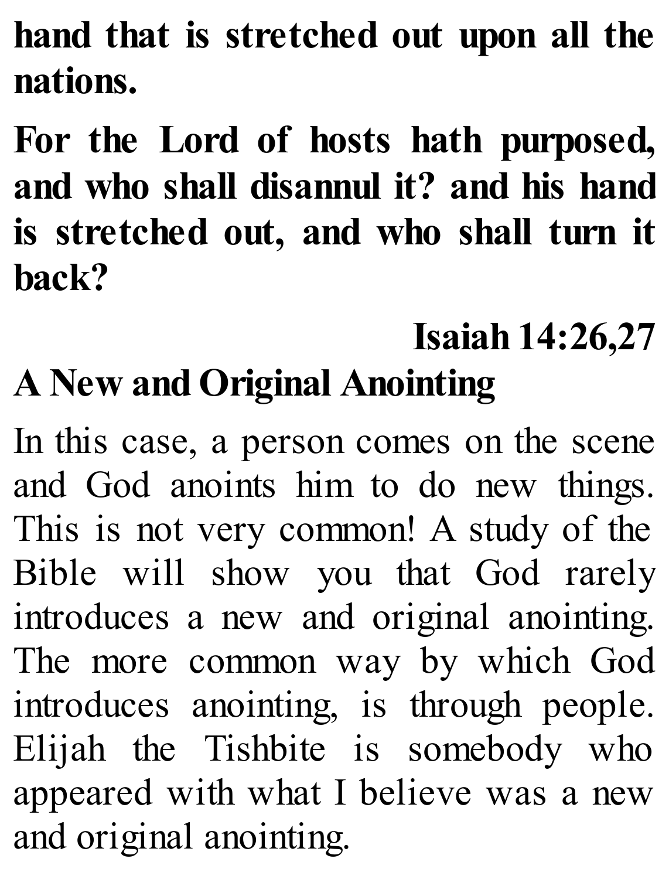**hand that is stretched out upon all the nations.**

**For the Lord of hosts hath purposed, and who shall disannul it? and his hand is stretched out, and who shall turn it back?**

**Isaiah 14:26,27**

## A New and Original Anointing

In this case, a person comes on the scene and God anoints him to do new things. This is not very common! A study of the Bible will show you that God rarely introduces a new and original anointing. The more common way by which God introduces anointing, is through people. Elijah the Tishbite is somebody who appeared with what I believe was a new and original anointing.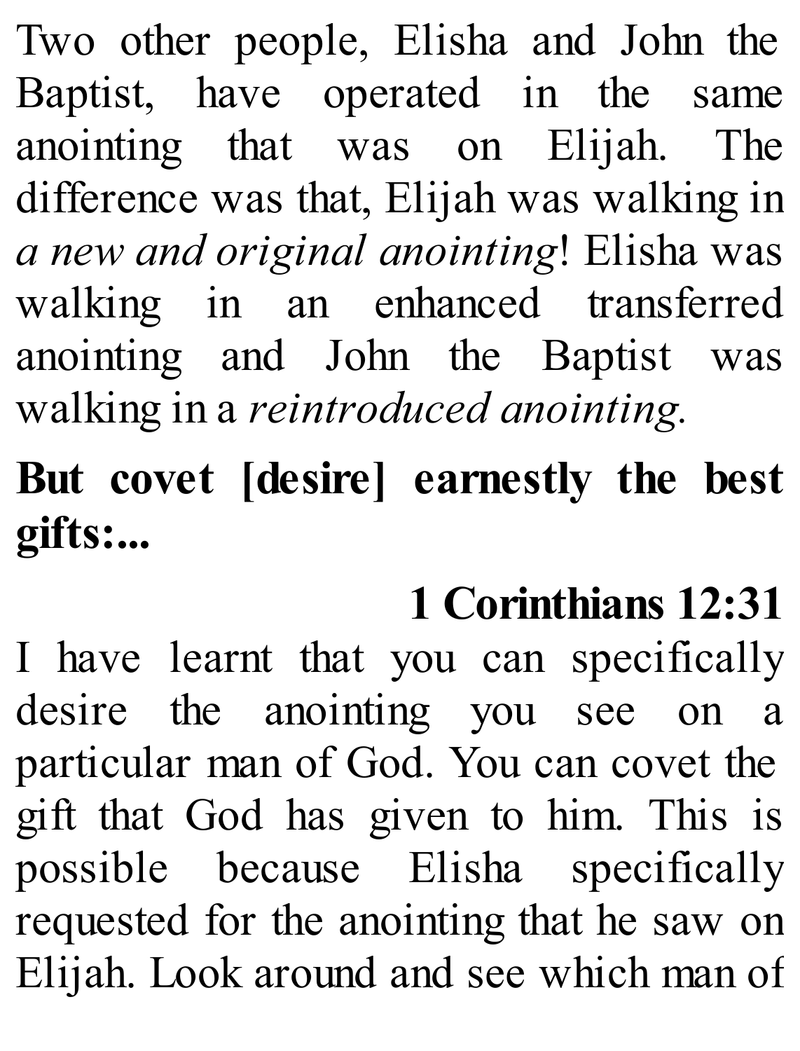Two other people, Elisha and John the Baptist, have operated in the same anointing that was on Elijah. The difference was that, Elijah was walking in *a new and original anointing*! Elisha was walking in an enhanced transferred anointing and John the Baptist was walking in a *reintroduced anointing.*

**But covet [desire] earnestly the best gifts:...**

**1 Corinthians 12:31**

I have learnt that you can specifically desire the anointing you see on a particular man of God. You can covet the gift that God has given to him. This is possible because Elisha specifically requested for the anointing that he saw on Elijah. Look around and see which man of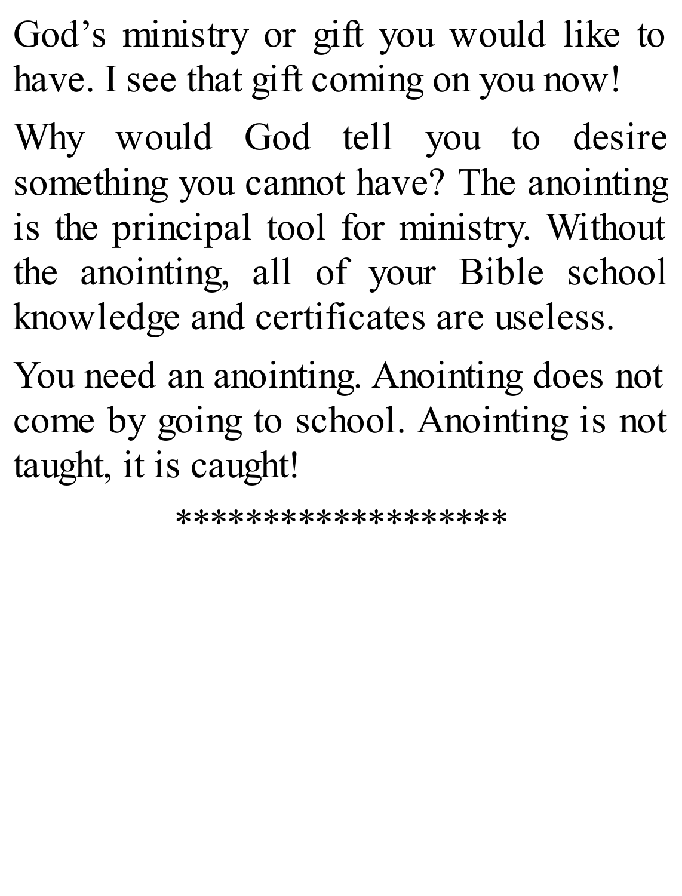God's ministry or gift you would like to have. I see that gift coming on you now!

Why would God tell you to desire something you cannot have? The anointing is the principal tool for ministry. Without the anointing, all of your Bible school knowledge and certificates are useless.

You need an anointing. Anointing does not come by going to school. Anointing is not taught, it is caught!

*******************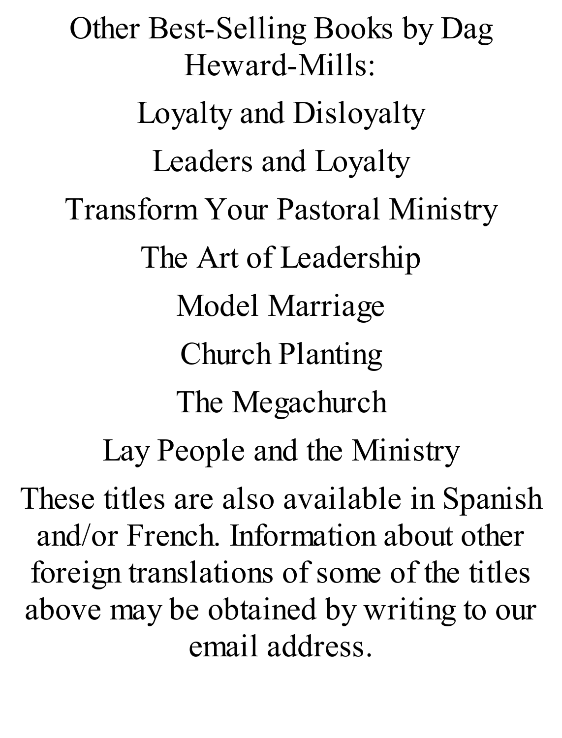Other Best-Selling Books by Dag Heward-Mills:

Loyalty and Disloyalty

Leaders and Loyalty

Transform Your Pastoral Ministry

The Art of Leadership

Model Marriage

Church Planting

The Megachurch

Lay People and the Ministry

These titles are also available in Spanish and/or French. Information about other foreign translations of some of the titles above may be obtained by writing to our email address.